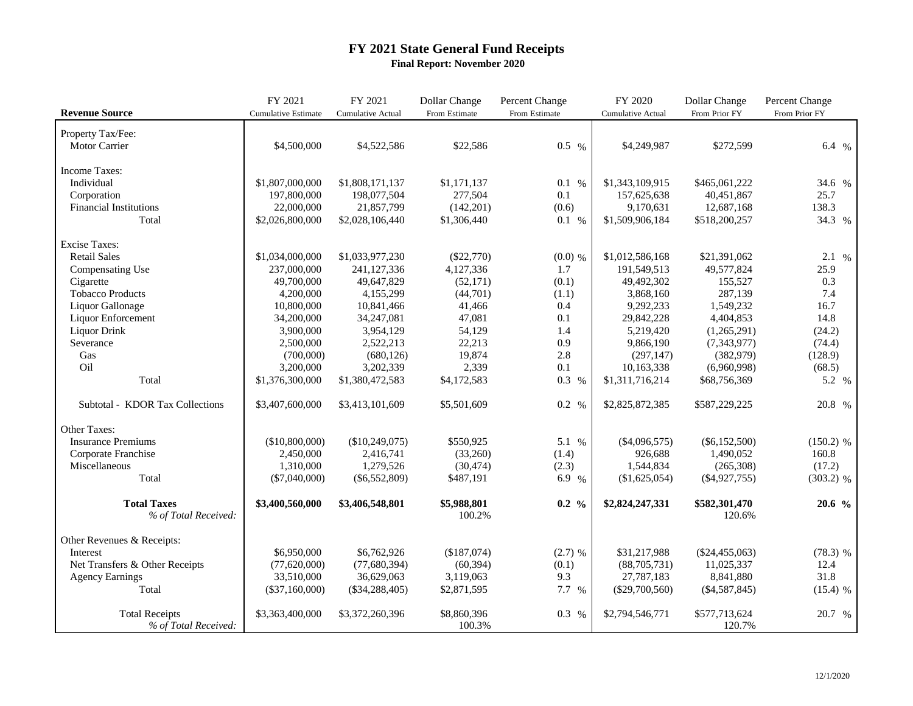# FY 2021 State General Fund Receipts

**Final Report: November 2020**

| Revenue Source | FY 2021 Cumulative Estimate | FY 2021 Cumulative Actual | Dollar Change From Estimate | Percent Change From Estimate | FY 2020 Cumulative Actual | Dollar Change From Prior FY | Percent Change From Prior FY |
|---|---|---|---|---|---|---|---|
| Property Tax/Fee: | | | | | | | |
| Motor Carrier | $4,500,000 | $4,522,586 | $22,586 | 0.5 % | $4,249,987 | $272,599 | 6.4 % |
| Income Taxes: | | | | | | | |
| Individual | $1,807,000,000 | $1,808,171,137 | $1,171,137 | 0.1 % | $1,343,109,915 | $465,061,222 | 34.6 % |
| Corporation | 197,800,000 | 198,077,504 | 277,504 | 0.1 | 157,625,638 | 40,451,867 | 25.7 |
| Financial Institutions | 22,000,000 | 21,857,799 | (142,201) | (0.6) | 9,170,631 | 12,687,168 | 138.3 |
| Total | $2,026,800,000 | $2,028,106,440 | $1,306,440 | 0.1 % | $1,509,906,184 | $518,200,257 | 34.3 % |
| Excise Taxes: | | | | | | | |
| Retail Sales | $1,034,000,000 | $1,033,977,230 | ($22,770) | (0.0) % | $1,012,586,168 | $21,391,062 | 2.1 % |
| Compensating Use | 237,000,000 | 241,127,336 | 4,127,336 | 1.7 | 191,549,513 | 49,577,824 | 25.9 |
| Cigarette | 49,700,000 | 49,647,829 | (52,171) | (0.1) | 49,492,302 | 155,527 | 0.3 |
| Tobacco Products | 4,200,000 | 4,155,299 | (44,701) | (1.1) | 3,868,160 | 287,139 | 7.4 |
| Liquor Gallonage | 10,800,000 | 10,841,466 | 41,466 | 0.4 | 9,292,233 | 1,549,232 | 16.7 |
| Liquor Enforcement | 34,200,000 | 34,247,081 | 47,081 | 0.1 | 29,842,228 | 4,404,853 | 14.8 |
| Liquor Drink | 3,900,000 | 3,954,129 | 54,129 | 1.4 | 5,219,420 | (1,265,291) | (24.2) |
| Severance | 2,500,000 | 2,522,213 | 22,213 | 0.9 | 9,866,190 | (7,343,977) | (74.4) |
| Gas | (700,000) | (680,126) | 19,874 | 2.8 | (297,147) | (382,979) | (128.9) |
| Oil | 3,200,000 | 3,202,339 | 2,339 | 0.1 | 10,163,338 | (6,960,998) | (68.5) |
| Total | $1,376,300,000 | $1,380,472,583 | $4,172,583 | 0.3 % | $1,311,716,214 | $68,756,369 | 5.2 % |
| Subtotal - KDOR Tax Collections | $3,407,600,000 | $3,413,101,609 | $5,501,609 | 0.2 % | $2,825,872,385 | $587,229,225 | 20.8 % |
| Other Taxes: | | | | | | | |
| Insurance Premiums | ($10,800,000) | ($10,249,075) | $550,925 | 5.1 % | ($4,096,575) | ($6,152,500) | (150.2) % |
| Corporate Franchise | 2,450,000 | 2,416,741 | (33,260) | (1.4) | 926,688 | 1,490,052 | 160.8 |
| Miscellaneous | 1,310,000 | 1,279,526 | (30,474) | (2.3) | 1,544,834 | (265,308) | (17.2) |
| Total | ($7,040,000) | ($6,552,809) | $487,191 | 6.9 % | ($1,625,054) | ($4,927,755) | (303.2) % |
| **Total Taxes** | **$3,400,560,000** | **$3,406,548,801** | **$5,988,801** | **0.2 %** | **$2,824,247,331** | **$582,301,470** | **20.6 %** |
| *% of Total Received:* | | | 100.2% | | | 120.6% | |
| Other Revenues & Receipts: | | | | | | | |
| Interest | $6,950,000 | $6,762,926 | ($187,074) | (2.7) % | $31,217,988 | ($24,455,063) | (78.3) % |
| Net Transfers & Other Receipts | (77,620,000) | (77,680,394) | (60,394) | (0.1) | (88,705,731) | 11,025,337 | 12.4 |
| Agency Earnings | 33,510,000 | 36,629,063 | 3,119,063 | 9.3 | 27,787,183 | 8,841,880 | 31.8 |
| Total | ($37,160,000) | ($34,288,405) | $2,871,595 | 7.7 % | ($29,700,560) | ($4,587,845) | (15.4) % |
| Total Receipts | $3,363,400,000 | $3,372,260,396 | $8,860,396 | 0.3 % | $2,794,546,771 | $577,713,624 | 20.7 % |
| *% of Total Received:* | | | 100.3% | | | 120.7% | |

12/1/2020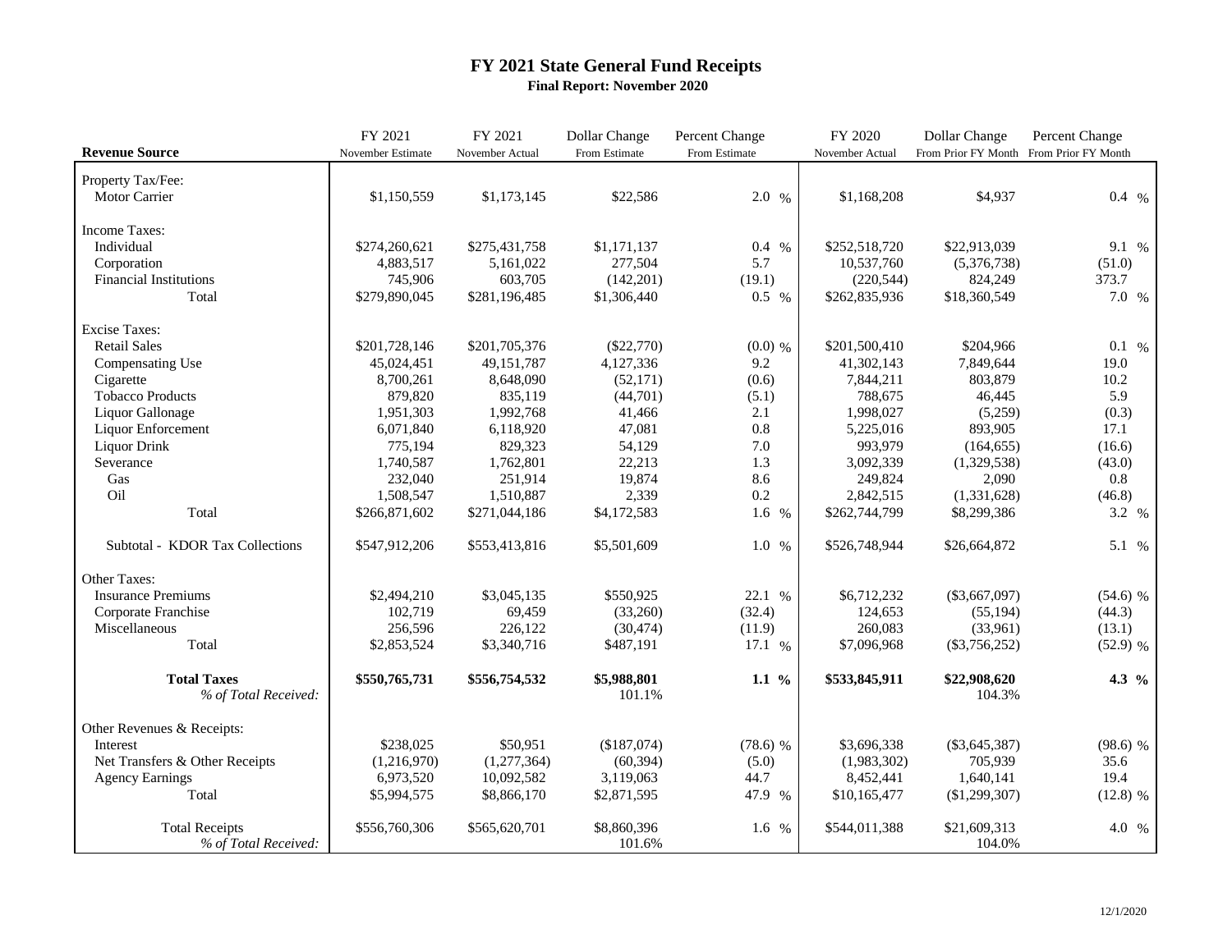# FY 2021 State General Fund Receipts

**Final Report: November 2020**

| **Revenue Source** | FY 2021 November Estimate | FY 2021 November Actual | Dollar Change From Estimate | Percent Change From Estimate | FY 2020 November Actual | Dollar Change From Prior FY Month | Percent Change From Prior FY Month |
|---|---|---|---|---|---|---|---|
| Property Tax/Fee: | | | | | | | |
| Motor Carrier | $1,150,559 | $1,173,145 | $22,586 | 2.0 % | $1,168,208 | $4,937 | 0.4 % |
| Income Taxes: | | | | | | | |
| Individual | $274,260,621 | $275,431,758 | $1,171,137 | 0.4 % | $252,518,720 | $22,913,039 | 9.1 % |
| Corporation | 4,883,517 | 5,161,022 | 277,504 | 5.7 | 10,537,760 | (5,376,738) | (51.0) |
| Financial Institutions | 745,906 | 603,705 | (142,201) | (19.1) | (220,544) | 824,249 | 373.7 |
| Total | $279,890,045 | $281,196,485 | $1,306,440 | 0.5 % | $262,835,936 | $18,360,549 | 7.0 % |
| Excise Taxes: | | | | | | | |
| Retail Sales | $201,728,146 | $201,705,376 | ($22,770) | (0.0) % | $201,500,410 | $204,966 | 0.1 % |
| Compensating Use | 45,024,451 | 49,151,787 | 4,127,336 | 9.2 | 41,302,143 | 7,849,644 | 19.0 |
| Cigarette | 8,700,261 | 8,648,090 | (52,171) | (0.6) | 7,844,211 | 803,879 | 10.2 |
| Tobacco Products | 879,820 | 835,119 | (44,701) | (5.1) | 788,675 | 46,445 | 5.9 |
| Liquor Gallonage | 1,951,303 | 1,992,768 | 41,466 | 2.1 | 1,998,027 | (5,259) | (0.3) |
| Liquor Enforcement | 6,071,840 | 6,118,920 | 47,081 | 0.8 | 5,225,016 | 893,905 | 17.1 |
| Liquor Drink | 775,194 | 829,323 | 54,129 | 7.0 | 993,979 | (164,655) | (16.6) |
| Severance | 1,740,587 | 1,762,801 | 22,213 | 1.3 | 3,092,339 | (1,329,538) | (43.0) |
| Gas | 232,040 | 251,914 | 19,874 | 8.6 | 249,824 | 2,090 | 0.8 |
| Oil | 1,508,547 | 1,510,887 | 2,339 | 0.2 | 2,842,515 | (1,331,628) | (46.8) |
| Total | $266,871,602 | $271,044,186 | $4,172,583 | 1.6 % | $262,744,799 | $8,299,386 | 3.2 % |
| Subtotal - KDOR Tax Collections | $547,912,206 | $553,413,816 | $5,501,609 | 1.0 % | $526,748,944 | $26,664,872 | 5.1 % |
| Other Taxes: | | | | | | | |
| Insurance Premiums | $2,494,210 | $3,045,135 | $550,925 | 22.1 % | $6,712,232 | ($3,667,097) | (54.6) % |
| Corporate Franchise | 102,719 | 69,459 | (33,260) | (32.4) | 124,653 | (55,194) | (44.3) |
| Miscellaneous | 256,596 | 226,122 | (30,474) | (11.9) | 260,083 | (33,961) | (13.1) |
| Total | $2,853,524 | $3,340,716 | $487,191 | 17.1 % | $7,096,968 | ($3,756,252) | (52.9) % |
| **Total Taxes** | **$550,765,731** | **$556,754,532** | **$5,988,801** | **1.1 %** | **$533,845,911** | **$22,908,620** | **4.3 %** |
| *% of Total Received:* | | | 101.1% | | | 104.3% | |
| Other Revenues & Receipts: | | | | | | | |
| Interest | $238,025 | $50,951 | ($187,074) | (78.6) % | $3,696,338 | ($3,645,387) | (98.6) % |
| Net Transfers & Other Receipts | (1,216,970) | (1,277,364) | (60,394) | (5.0) | (1,983,302) | 705,939 | 35.6 |
| Agency Earnings | 6,973,520 | 10,092,582 | 3,119,063 | 44.7 | 8,452,441 | 1,640,141 | 19.4 |
| Total | $5,994,575 | $8,866,170 | $2,871,595 | 47.9 % | $10,165,477 | ($1,299,307) | (12.8) % |
| Total Receipts | $556,760,306 | $565,620,701 | $8,860,396 | 1.6 % | $544,011,388 | $21,609,313 | 4.0 % |
| *% of Total Received:* | | | 101.6% | | | 104.0% | |

12/1/2020